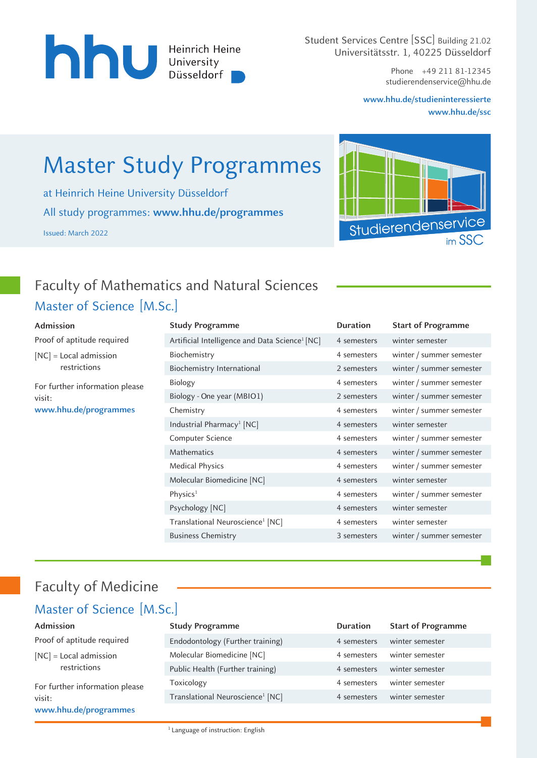hhu Heinrich Heine University Düsseldorf

Student Services Centre [SSC] Building 21.02
Universitätsstr. 1, 40225 Düsseldorf

Phone +49 211 81-12345
studierendenservice@hhu.de

www.hhu.de/studieninteressierte
www.hhu.de/ssc

# Master Study Programmes

at Heinrich Heine University Düsseldorf

All study programmes: **www.hhu.de/programmes**

Issued: March 2022

Studierendenservice im SSC

## Faculty of Mathematics and Natural Sciences

### Master of Science [M.Sc.]

**Admission**

Proof of aptitude required

[NC] = Local admission restrictions

For further information please visit:
**www.hhu.de/programmes**

| Study Programme | Duration | Start of Programme |
|---|---|---|
| Artificial Intelligence and Data Science[1] [NC] | 4 semesters | winter semester |
| Biochemistry | 4 semesters | winter / summer semester |
| Biochemistry International | 2 semesters | winter / summer semester |
| Biology | 4 semesters | winter / summer semester |
| Biology - One year (MBIO1) | 2 semesters | winter / summer semester |
| Chemistry | 4 semesters | winter / summer semester |
| Industrial Pharmacy[1] [NC] | 4 semesters | winter semester |
| Computer Science | 4 semesters | winter / summer semester |
| Mathematics | 4 semesters | winter / summer semester |
| Medical Physics | 4 semesters | winter / summer semester |
| Molecular Biomedicine [NC] | 4 semesters | winter semester |
| Physics[1] | 4 semesters | winter / summer semester |
| Psychology [NC] | 4 semesters | winter semester |
| Translational Neuroscience[1] [NC] | 4 semesters | winter semester |
| Business Chemistry | 3 semesters | winter / summer semester |

## Faculty of Medicine

### Master of Science [M.Sc.]

**Admission**

Proof of aptitude required

[NC] = Local admission restrictions

For further information please visit:
**www.hhu.de/programmes**

| Study Programme | Duration | Start of Programme |
|---|---|---|
| Endodontology (Further training) | 4 semesters | winter semester |
| Molecular Biomedicine [NC] | 4 semesters | winter semester |
| Public Health (Further training) | 4 semesters | winter semester |
| Toxicology | 4 semesters | winter semester |
| Translational Neuroscience[1] [NC] | 4 semesters | winter semester |

[1] Language of instruction: English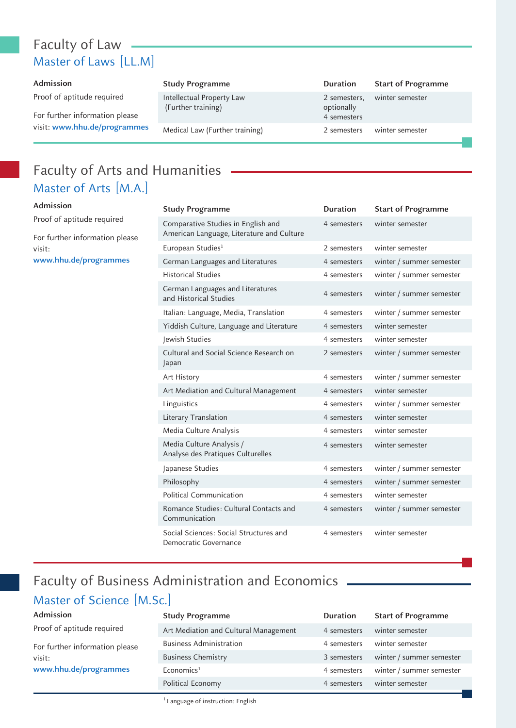## Faculty of Law

### Master of Laws [LL.M]

**Admission**

Proof of aptitude required

For further information please visit: **www.hhu.de/programmes**

| Study Programme | Duration | Start of Programme |
| --- | --- | --- |
| Intellectual Property Law (Further training) | 2 semesters, optionally 4 semesters | winter semester |
| Medical Law (Further training) | 2 semesters | winter semester |

## Faculty of Arts and Humanities

### Master of Arts [M.A.]

**Admission**

Proof of aptitude required

For further information please visit:
**www.hhu.de/programmes**

| Study Programme | Duration | Start of Programme |
| --- | --- | --- |
| Comparative Studies in English and American Language, Literature and Culture | 4 semesters | winter semester |
| European Studies[1] | 2 semesters | winter semester |
| German Languages and Literatures | 4 semesters | winter / summer semester |
| Historical Studies | 4 semesters | winter / summer semester |
| German Languages and Literatures and Historical Studies | 4 semesters | winter / summer semester |
| Italian: Language, Media, Translation | 4 semesters | winter / summer semester |
| Yiddish Culture, Language and Literature | 4 semesters | winter semester |
| Jewish Studies | 4 semesters | winter semester |
| Cultural and Social Science Research on Japan | 2 semesters | winter / summer semester |
| Art History | 4 semesters | winter / summer semester |
| Art Mediation and Cultural Management | 4 semesters | winter semester |
| Linguistics | 4 semesters | winter / summer semester |
| Literary Translation | 4 semesters | winter semester |
| Media Culture Analysis | 4 semesters | winter semester |
| Media Culture Analysis / Analyse des Pratiques Culturelles | 4 semesters | winter semester |
| Japanese Studies | 4 semesters | winter / summer semester |
| Philosophy | 4 semesters | winter / summer semester |
| Political Communication | 4 semesters | winter semester |
| Romance Studies: Cultural Contacts and Communication | 4 semesters | winter / summer semester |
| Social Sciences: Social Structures and Democratic Governance | 4 semesters | winter semester |

## Faculty of Business Administration and Economics

### Master of Science [M.Sc.]

**Admission**

Proof of aptitude required

For further information please visit:
**www.hhu.de/programmes**

| Study Programme | Duration | Start of Programme |
| --- | --- | --- |
| Art Mediation and Cultural Management | 4 semesters | winter semester |
| Business Administration | 4 semesters | winter semester |
| Business Chemistry | 3 semesters | winter / summer semester |
| Economics[1] | 4 semesters | winter / summer semester |
| Political Economy | 4 semesters | winter semester |

[1] Language of instruction: English